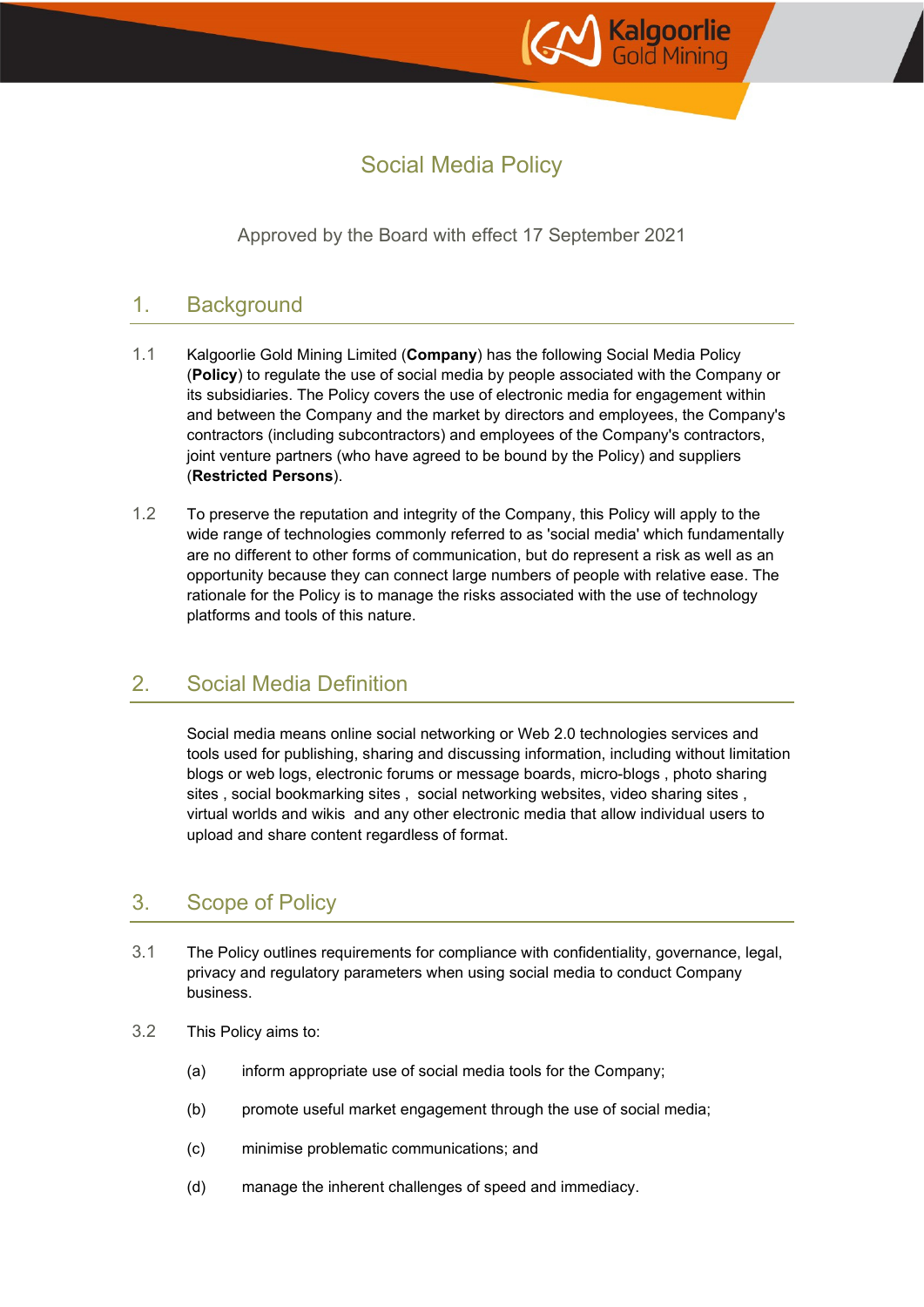# Social Media Policy

Approved by the Board with effect 17 September 2021

## 1. Background

1.1 Kalgoorlie Gold Mining Limited (**Company**) has the following Social Media Policy (**Policy**) to regulate the use of social media by people associated with the Company or its subsidiaries. The Policy covers the use of electronic media for engagement within and between the Company and the market by directors and employees, the Company's contractors (including subcontractors) and employees of the Company's contractors, joint venture partners (who have agreed to be bound by the Policy) and suppliers (**Restricted Persons**).

1.2 To preserve the reputation and integrity of the Company, this Policy will apply to the wide range of technologies commonly referred to as 'social media' which fundamentally are no different to other forms of communication, but do represent a risk as well as an opportunity because they can connect large numbers of people with relative ease. The rationale for the Policy is to manage the risks associated with the use of technology platforms and tools of this nature.

## 2. Social Media Definition

Social media means online social networking or Web 2.0 technologies services and tools used for publishing, sharing and discussing information, including without limitation blogs or web logs, electronic forums or message boards, micro-blogs , photo sharing sites , social bookmarking sites , social networking websites, video sharing sites , virtual worlds and wikis and any other electronic media that allow individual users to upload and share content regardless of format.

## 3. Scope of Policy

3.1 The Policy outlines requirements for compliance with confidentiality, governance, legal, privacy and regulatory parameters when using social media to conduct Company business.

3.2 This Policy aims to:

(a) inform appropriate use of social media tools for the Company;

(b) promote useful market engagement through the use of social media;

(c) minimise problematic communications; and

(d) manage the inherent challenges of speed and immediacy.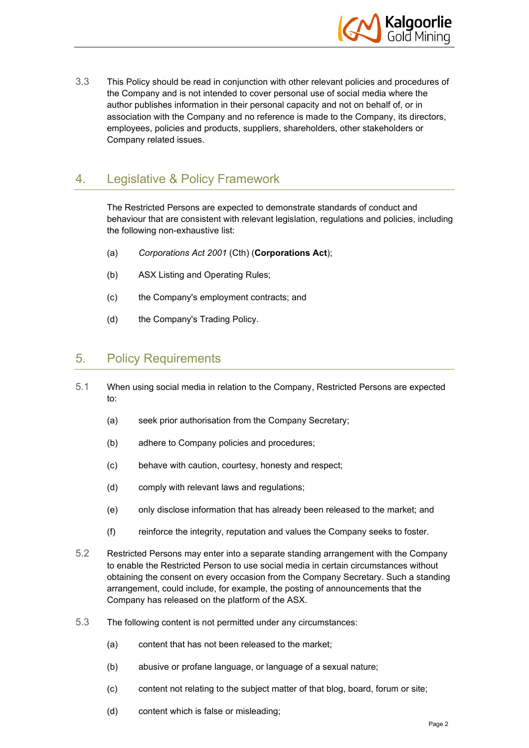3.3 This Policy should be read in conjunction with other relevant policies and procedures of the Company and is not intended to cover personal use of social media where the author publishes information in their personal capacity and not on behalf of, or in association with the Company and no reference is made to the Company, its directors, employees, policies and products, suppliers, shareholders, other stakeholders or Company related issues.

## 4. Legislative & Policy Framework

The Restricted Persons are expected to demonstrate standards of conduct and behaviour that are consistent with relevant legislation, regulations and policies, including the following non-exhaustive list:

(a) *Corporations Act 2001* (Cth) (**Corporations Act**);

(b) ASX Listing and Operating Rules;

(c) the Company's employment contracts; and

(d) the Company's Trading Policy.

## 5. Policy Requirements

5.1 When using social media in relation to the Company, Restricted Persons are expected to:

(a) seek prior authorisation from the Company Secretary;

(b) adhere to Company policies and procedures;

(c) behave with caution, courtesy, honesty and respect;

(d) comply with relevant laws and regulations;

(e) only disclose information that has already been released to the market; and

(f) reinforce the integrity, reputation and values the Company seeks to foster.

5.2 Restricted Persons may enter into a separate standing arrangement with the Company to enable the Restricted Person to use social media in certain circumstances without obtaining the consent on every occasion from the Company Secretary. Such a standing arrangement, could include, for example, the posting of announcements that the Company has released on the platform of the ASX.

5.3 The following content is not permitted under any circumstances:

(a) content that has not been released to the market;

(b) abusive or profane language, or language of a sexual nature;

(c) content not relating to the subject matter of that blog, board, forum or site;

(d) content which is false or misleading;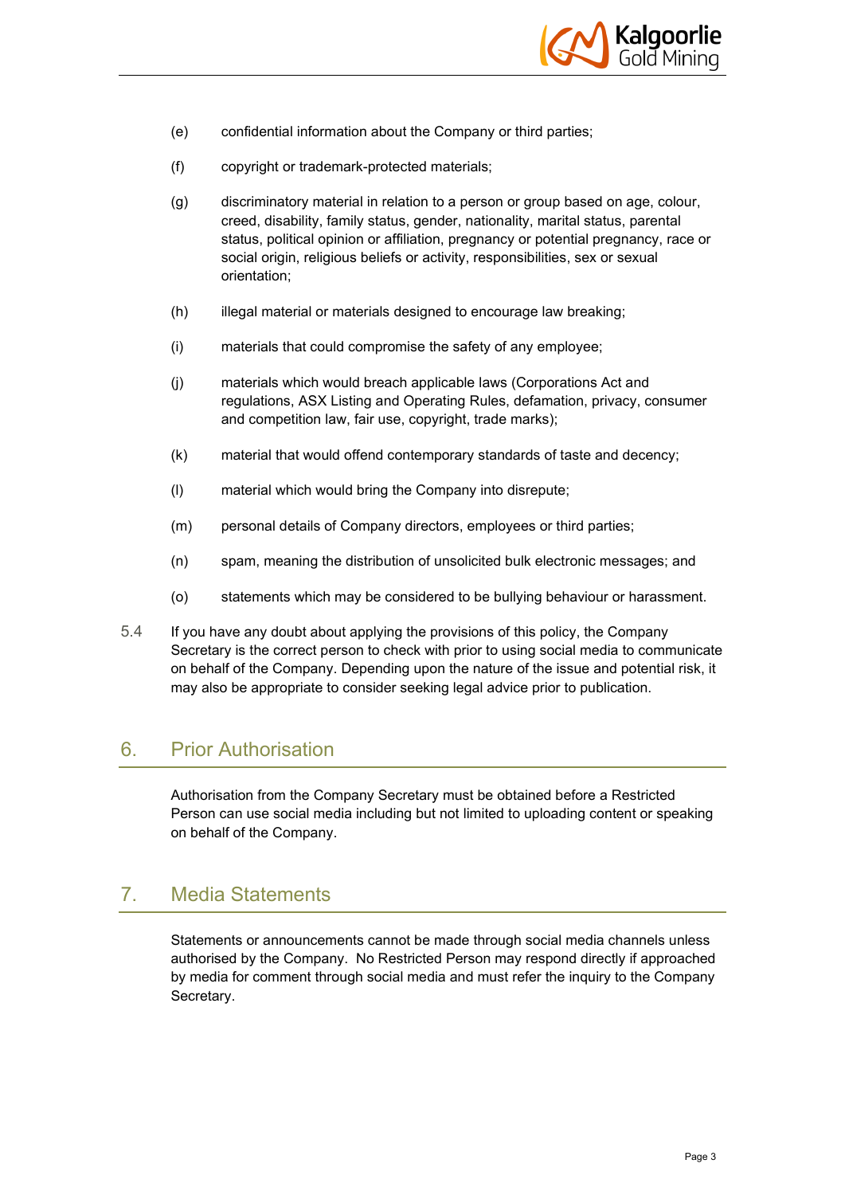(e) confidential information about the Company or third parties;

(f) copyright or trademark-protected materials;

(g) discriminatory material in relation to a person or group based on age, colour, creed, disability, family status, gender, nationality, marital status, parental status, political opinion or affiliation, pregnancy or potential pregnancy, race or social origin, religious beliefs or activity, responsibilities, sex or sexual orientation;

(h) illegal material or materials designed to encourage law breaking;

(i) materials that could compromise the safety of any employee;

(j) materials which would breach applicable laws (Corporations Act and regulations, ASX Listing and Operating Rules, defamation, privacy, consumer and competition law, fair use, copyright, trade marks);

(k) material that would offend contemporary standards of taste and decency;

(l) material which would bring the Company into disrepute;

(m) personal details of Company directors, employees or third parties;

(n) spam, meaning the distribution of unsolicited bulk electronic messages; and

(o) statements which may be considered to be bullying behaviour or harassment.

5.4 If you have any doubt about applying the provisions of this policy, the Company Secretary is the correct person to check with prior to using social media to communicate on behalf of the Company. Depending upon the nature of the issue and potential risk, it may also be appropriate to consider seeking legal advice prior to publication.

## 6. Prior Authorisation

Authorisation from the Company Secretary must be obtained before a Restricted Person can use social media including but not limited to uploading content or speaking on behalf of the Company.

## 7. Media Statements

Statements or announcements cannot be made through social media channels unless authorised by the Company. No Restricted Person may respond directly if approached by media for comment through social media and must refer the inquiry to the Company Secretary.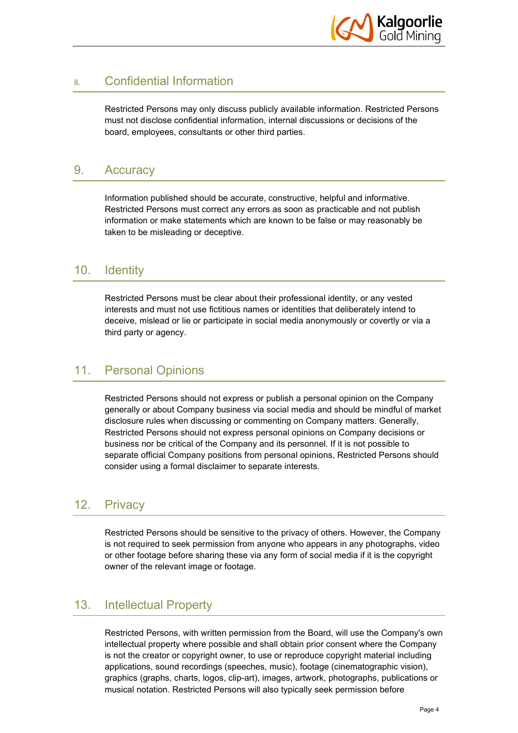## 8. Confidential Information

Restricted Persons may only discuss publicly available information. Restricted Persons must not disclose confidential information, internal discussions or decisions of the board, employees, consultants or other third parties.

## 9. Accuracy

Information published should be accurate, constructive, helpful and informative. Restricted Persons must correct any errors as soon as practicable and not publish information or make statements which are known to be false or may reasonably be taken to be misleading or deceptive.

## 10. Identity

Restricted Persons must be clear about their professional identity, or any vested interests and must not use fictitious names or identities that deliberately intend to deceive, mislead or lie or participate in social media anonymously or covertly or via a third party or agency.

## 11. Personal Opinions

Restricted Persons should not express or publish a personal opinion on the Company generally or about Company business via social media and should be mindful of market disclosure rules when discussing or commenting on Company matters. Generally, Restricted Persons should not express personal opinions on Company decisions or business nor be critical of the Company and its personnel. If it is not possible to separate official Company positions from personal opinions, Restricted Persons should consider using a formal disclaimer to separate interests.

## 12. Privacy

Restricted Persons should be sensitive to the privacy of others. However, the Company is not required to seek permission from anyone who appears in any photographs, video or other footage before sharing these via any form of social media if it is the copyright owner of the relevant image or footage.

## 13. Intellectual Property

Restricted Persons, with written permission from the Board, will use the Company's own intellectual property where possible and shall obtain prior consent where the Company is not the creator or copyright owner, to use or reproduce copyright material including applications, sound recordings (speeches, music), footage (cinematographic vision), graphics (graphs, charts, logos, clip-art), images, artwork, photographs, publications or musical notation. Restricted Persons will also typically seek permission before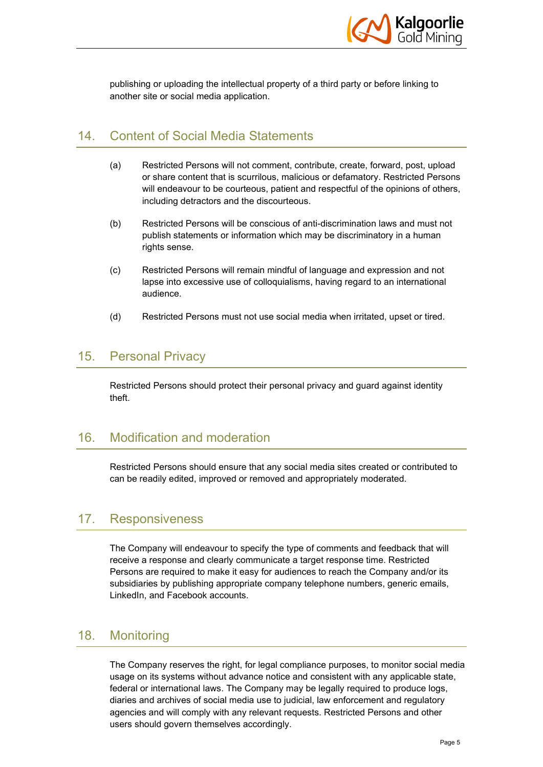publishing or uploading the intellectual property of a third party or before linking to another site or social media application.

## 14. Content of Social Media Statements

(a) Restricted Persons will not comment, contribute, create, forward, post, upload or share content that is scurrilous, malicious or defamatory. Restricted Persons will endeavour to be courteous, patient and respectful of the opinions of others, including detractors and the discourteous.

(b) Restricted Persons will be conscious of anti-discrimination laws and must not publish statements or information which may be discriminatory in a human rights sense.

(c) Restricted Persons will remain mindful of language and expression and not lapse into excessive use of colloquialisms, having regard to an international audience.

(d) Restricted Persons must not use social media when irritated, upset or tired.

## 15. Personal Privacy

Restricted Persons should protect their personal privacy and guard against identity theft.

## 16. Modification and moderation

Restricted Persons should ensure that any social media sites created or contributed to can be readily edited, improved or removed and appropriately moderated.

## 17. Responsiveness

The Company will endeavour to specify the type of comments and feedback that will receive a response and clearly communicate a target response time. Restricted Persons are required to make it easy for audiences to reach the Company and/or its subsidiaries by publishing appropriate company telephone numbers, generic emails, LinkedIn, and Facebook accounts.

## 18. Monitoring

The Company reserves the right, for legal compliance purposes, to monitor social media usage on its systems without advance notice and consistent with any applicable state, federal or international laws. The Company may be legally required to produce logs, diaries and archives of social media use to judicial, law enforcement and regulatory agencies and will comply with any relevant requests. Restricted Persons and other users should govern themselves accordingly.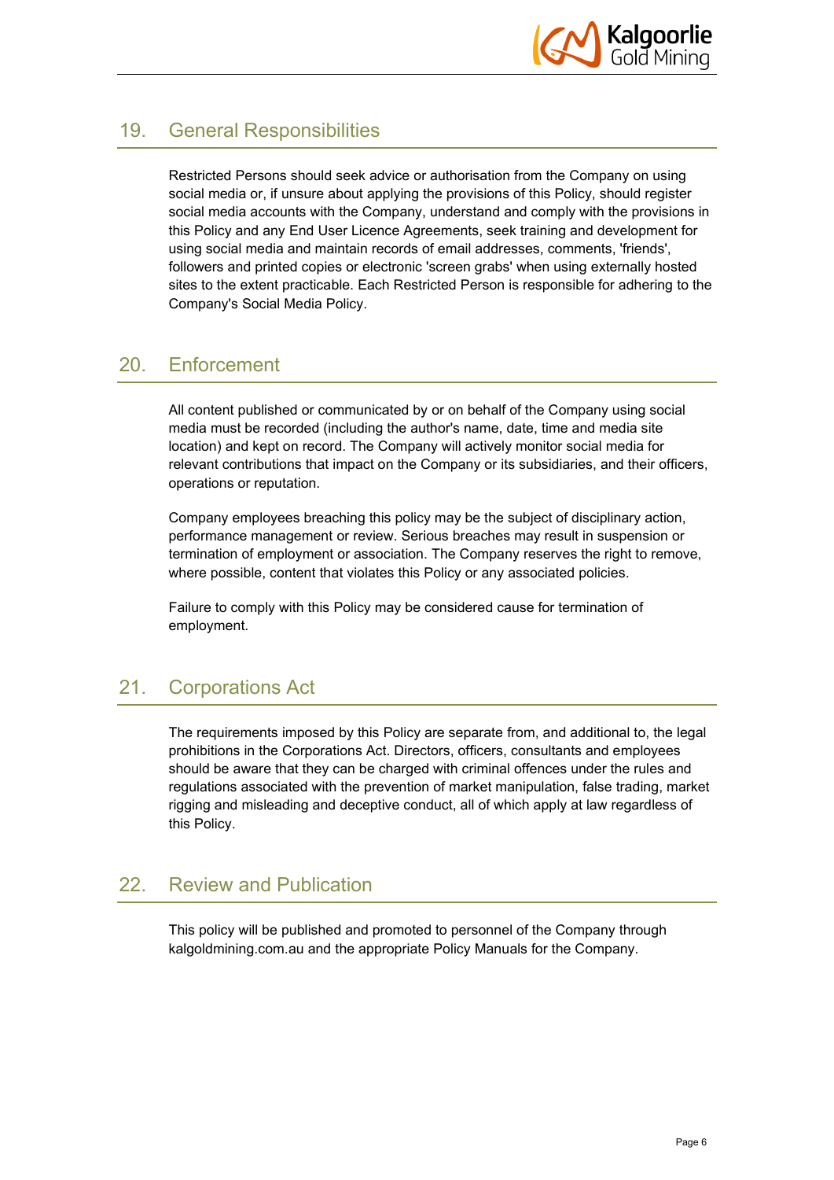## 19. General Responsibilities

Restricted Persons should seek advice or authorisation from the Company on using social media or, if unsure about applying the provisions of this Policy, should register social media accounts with the Company, understand and comply with the provisions in this Policy and any End User Licence Agreements, seek training and development for using social media and maintain records of email addresses, comments, 'friends', followers and printed copies or electronic 'screen grabs' when using externally hosted sites to the extent practicable. Each Restricted Person is responsible for adhering to the Company's Social Media Policy.

## 20. Enforcement

All content published or communicated by or on behalf of the Company using social media must be recorded (including the author's name, date, time and media site location) and kept on record. The Company will actively monitor social media for relevant contributions that impact on the Company or its subsidiaries, and their officers, operations or reputation.

Company employees breaching this policy may be the subject of disciplinary action, performance management or review. Serious breaches may result in suspension or termination of employment or association. The Company reserves the right to remove, where possible, content that violates this Policy or any associated policies.

Failure to comply with this Policy may be considered cause for termination of employment.

## 21. Corporations Act

The requirements imposed by this Policy are separate from, and additional to, the legal prohibitions in the Corporations Act. Directors, officers, consultants and employees should be aware that they can be charged with criminal offences under the rules and regulations associated with the prevention of market manipulation, false trading, market rigging and misleading and deceptive conduct, all of which apply at law regardless of this Policy.

## 22. Review and Publication

This policy will be published and promoted to personnel of the Company through kalgoldmining.com.au and the appropriate Policy Manuals for the Company.